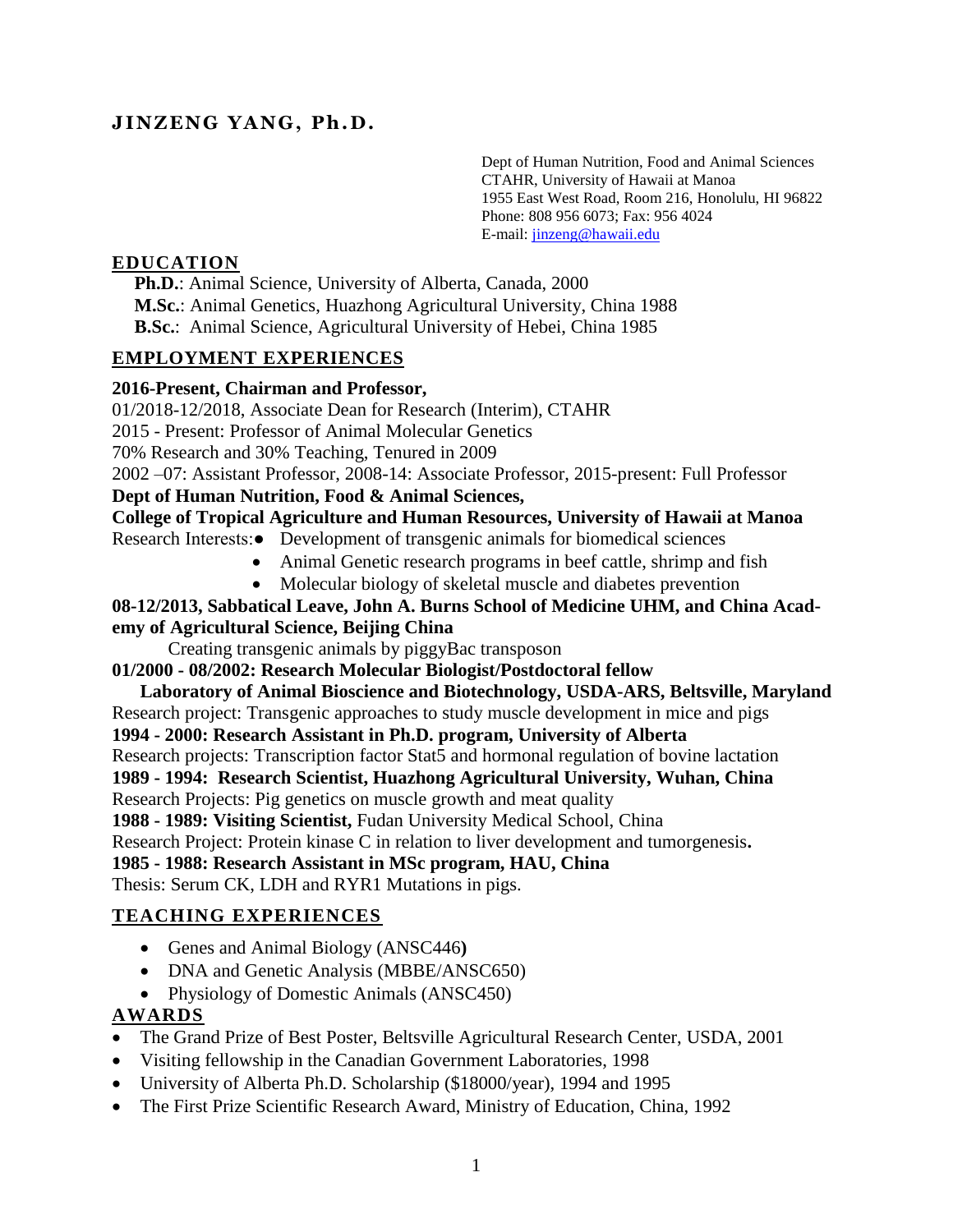# JINZENG YANG, Ph.D.

Dept of Human Nutrition, Food and Animal Sciences
CTAHR, University of Hawaii at Manoa
1955 East West Road, Room 216, Honolulu, HI 96822
Phone: 808 956 6073; Fax: 956 4024
E-mail: jinzeng@hawaii.edu

## EDUCATION

**Ph.D.**: Animal Science, University of Alberta, Canada, 2000
**M.Sc.**: Animal Genetics, Huazhong Agricultural University, China 1988
**B.Sc.**: Animal Science, Agricultural University of Hebei, China 1985

## EMPLOYMENT EXPERIENCES

**2016-Present, Chairman and Professor,**
01/2018-12/2018, Associate Dean for Research (Interim), CTAHR
2015 - Present: Professor of Animal Molecular Genetics
70% Research and 30% Teaching, Tenured in 2009
2002 –07: Assistant Professor, 2008-14: Associate Professor, 2015-present: Full Professor
**Dept of Human Nutrition, Food & Animal Sciences,**
**College of Tropical Agriculture and Human Resources, University of Hawaii at Manoa**
Research Interests:
- Development of transgenic animals for biomedical sciences
- Animal Genetic research programs in beef cattle, shrimp and fish
- Molecular biology of skeletal muscle and diabetes prevention

**08-12/2013, Sabbatical Leave, John A. Burns School of Medicine UHM, and China Academy of Agricultural Science, Beijing China**
Creating transgenic animals by piggyBac transposon
**01/2000 - 08/2002: Research Molecular Biologist/Postdoctoral fellow**
**Laboratory of Animal Bioscience and Biotechnology, USDA-ARS, Beltsville, Maryland**
Research project: Transgenic approaches to study muscle development in mice and pigs
**1994 - 2000: Research Assistant in Ph.D. program, University of Alberta**
Research projects: Transcription factor Stat5 and hormonal regulation of bovine lactation
**1989 - 1994: Research Scientist, Huazhong Agricultural University, Wuhan, China**
Research Projects: Pig genetics on muscle growth and meat quality
**1988 - 1989: Visiting Scientist,** Fudan University Medical School, China
Research Project: Protein kinase C in relation to liver development and tumorgenesis**.**
**1985 - 1988: Research Assistant in MSc program, HAU, China**
Thesis: Serum CK, LDH and RYR1 Mutations in pigs.

## TEACHING EXPERIENCES

- Genes and Animal Biology (ANSC446**)**
- DNA and Genetic Analysis (MBBE/ANSC650)
- Physiology of Domestic Animals (ANSC450)

## AWARDS

- The Grand Prize of Best Poster, Beltsville Agricultural Research Center, USDA, 2001
- Visiting fellowship in the Canadian Government Laboratories, 1998
- University of Alberta Ph.D. Scholarship ($18000/year), 1994 and 1995
- The First Prize Scientific Research Award, Ministry of Education, China, 1992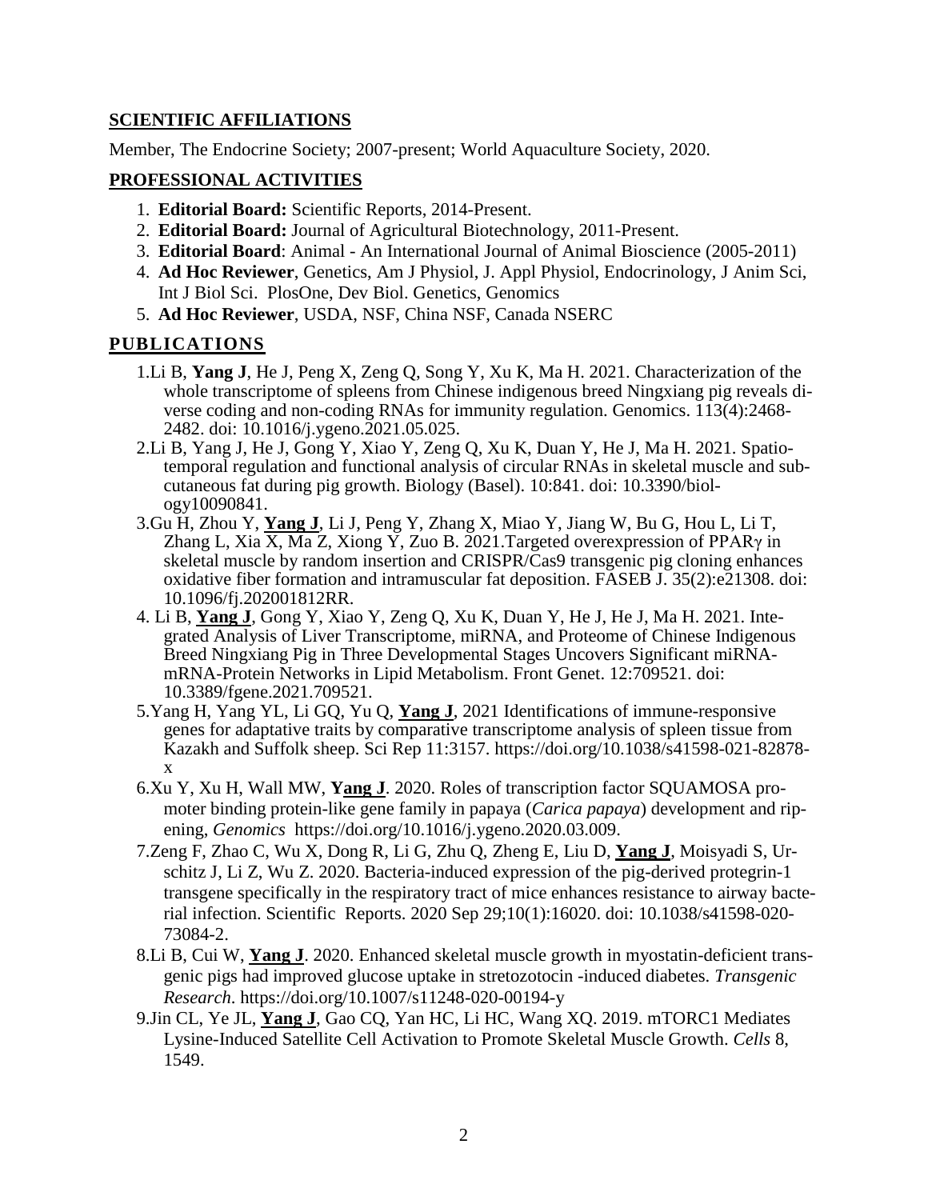## SCIENTIFIC AFFILIATIONS

Member, The Endocrine Society; 2007-present; World Aquaculture Society, 2020.

## PROFESSIONAL ACTIVITIES

1. **Editorial Board:** Scientific Reports, 2014-Present.
2. **Editorial Board:** Journal of Agricultural Biotechnology, 2011-Present.
3. **Editorial Board**: Animal - An International Journal of Animal Bioscience (2005-2011)
4. **Ad Hoc Reviewer**, Genetics, Am J Physiol, J. Appl Physiol, Endocrinology, J Anim Sci, Int J Biol Sci. PlosOne, Dev Biol. Genetics, Genomics
5. **Ad Hoc Reviewer**, USDA, NSF, China NSF, Canada NSERC

## PUBLICATIONS

1. Li B, **Yang J**, He J, Peng X, Zeng Q, Song Y, Xu K, Ma H. 2021. Characterization of the whole transcriptome of spleens from Chinese indigenous breed Ningxiang pig reveals diverse coding and non-coding RNAs for immunity regulation. Genomics. 113(4):2468-2482. doi: 10.1016/j.ygeno.2021.05.025.
2. Li B, Yang J, He J, Gong Y, Xiao Y, Zeng Q, Xu K, Duan Y, He J, Ma H. 2021. Spatiotemporal regulation and functional analysis of circular RNAs in skeletal muscle and subcutaneous fat during pig growth. Biology (Basel). 10:841. doi: 10.3390/biology10090841.
3. Gu H, Zhou Y, **Yang J**, Li J, Peng Y, Zhang X, Miao Y, Jiang W, Bu G, Hou L, Li T, Zhang L, Xia X, Ma Z, Xiong Y, Zuo B. 2021.Targeted overexpression of PPARγ in skeletal muscle by random insertion and CRISPR/Cas9 transgenic pig cloning enhances oxidative fiber formation and intramuscular fat deposition. FASEB J. 35(2):e21308. doi: 10.1096/fj.202001812RR.
4. Li B, **Yang J**, Gong Y, Xiao Y, Zeng Q, Xu K, Duan Y, He J, He J, Ma H. 2021. Integrated Analysis of Liver Transcriptome, miRNA, and Proteome of Chinese Indigenous Breed Ningxiang Pig in Three Developmental Stages Uncovers Significant miRNA-mRNA-Protein Networks in Lipid Metabolism. Front Genet. 12:709521. doi: 10.3389/fgene.2021.709521.
5. Yang H, Yang YL, Li GQ, Yu Q, **Yang J**, 2021 Identifications of immune-responsive genes for adaptative traits by comparative transcriptome analysis of spleen tissue from Kazakh and Suffolk sheep. Sci Rep 11:3157. https://doi.org/10.1038/s41598-021-82878-x
6. Xu Y, Xu H, Wall MW, **Yang J**. 2020. Roles of transcription factor SQUAMOSA promoter binding protein-like gene family in papaya (*Carica papaya*) development and ripening, *Genomics* https://doi.org/10.1016/j.ygeno.2020.03.009.
7. Zeng F, Zhao C, Wu X, Dong R, Li G, Zhu Q, Zheng E, Liu D, **Yang J**, Moisyadi S, Urschitz J, Li Z, Wu Z. 2020. Bacteria-induced expression of the pig-derived protegrin-1 transgene specifically in the respiratory tract of mice enhances resistance to airway bacterial infection. Scientific Reports. 2020 Sep 29;10(1):16020. doi: 10.1038/s41598-020-73084-2.
8. Li B, Cui W, **Yang J**. 2020. Enhanced skeletal muscle growth in myostatin-deficient transgenic pigs had improved glucose uptake in stretozotocin -induced diabetes. *Transgenic Research*. https://doi.org/10.1007/s11248-020-00194-y
9. Jin CL, Ye JL, **Yang J**, Gao CQ, Yan HC, Li HC, Wang XQ. 2019. mTORC1 Mediates Lysine-Induced Satellite Cell Activation to Promote Skeletal Muscle Growth. *Cells* 8, 1549.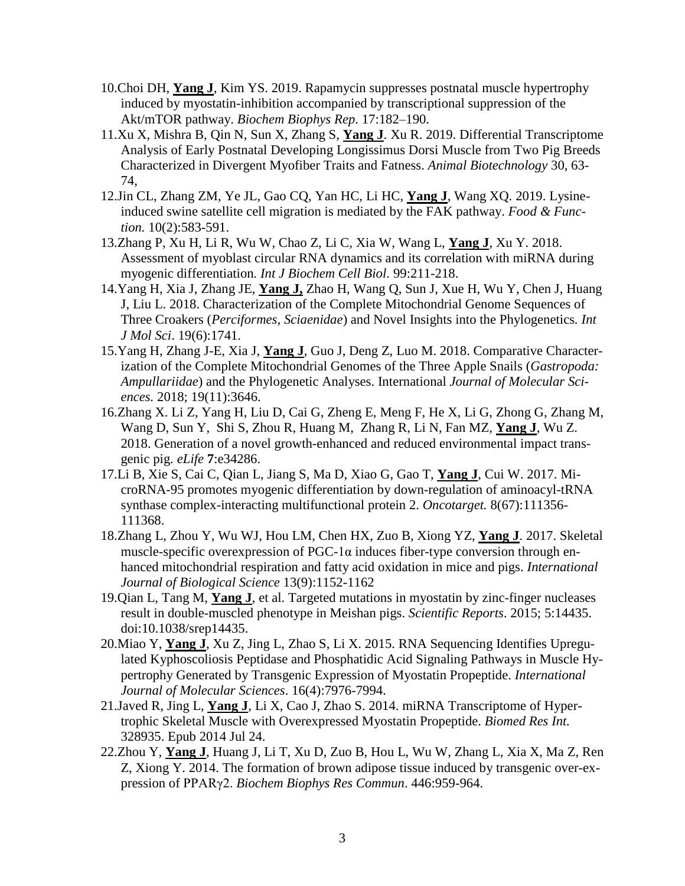10. Choi DH, **Yang J**, Kim YS. 2019. Rapamycin suppresses postnatal muscle hypertrophy induced by myostatin-inhibition accompanied by transcriptional suppression of the Akt/mTOR pathway. *Biochem Biophys Rep*. 17:182–190.
11. Xu X, Mishra B, Qin N, Sun X, Zhang S, **Yang J**. Xu R. 2019. Differential Transcriptome Analysis of Early Postnatal Developing Longissimus Dorsi Muscle from Two Pig Breeds Characterized in Divergent Myofiber Traits and Fatness. *Animal Biotechnology* 30, 63-74,
12. Jin CL, Zhang ZM, Ye JL, Gao CQ, Yan HC, Li HC, **Yang J**, Wang XQ. 2019. Lysine-induced swine satellite cell migration is mediated by the FAK pathway. *Food & Function.* 10(2):583-591.
13. Zhang P, Xu H, Li R, Wu W, Chao Z, Li C, Xia W, Wang L, **Yang J**, Xu Y. 2018. Assessment of myoblast circular RNA dynamics and its correlation with miRNA during myogenic differentiation. *Int J Biochem Cell Biol*. 99:211-218.
14. Yang H, Xia J, Zhang JE, **Yang J,** Zhao H, Wang Q, Sun J, Xue H, Wu Y, Chen J, Huang J, Liu L. 2018. Characterization of the Complete Mitochondrial Genome Sequences of Three Croakers (*Perciformes, Sciaenidae*) and Novel Insights into the Phylogenetics. *Int J Mol Sci*. 19(6):1741.
15. Yang H, Zhang J-E, Xia J, **Yang J**, Guo J, Deng Z, Luo M. 2018. Comparative Characterization of the Complete Mitochondrial Genomes of the Three Apple Snails (*Gastropoda: Ampullariidae*) and the Phylogenetic Analyses. International *Journal of Molecular Sciences.* 2018; 19(11):3646.
16. Zhang X. Li Z, Yang H, Liu D, Cai G, Zheng E, Meng F, He X, Li G, Zhong G, Zhang M, Wang D, Sun Y, Shi S, Zhou R, Huang M, Zhang R, Li N, Fan MZ, **Yang J**, Wu Z. 2018. Generation of a novel growth-enhanced and reduced environmental impact transgenic pig. *eLife* **7**:e34286.
17. Li B, Xie S, Cai C, Qian L, Jiang S, Ma D, Xiao G, Gao T, **Yang J**, Cui W. 2017. MicroRNA-95 promotes myogenic differentiation by down-regulation of aminoacyl-tRNA synthase complex-interacting multifunctional protein 2. *Oncotarget.* 8(67):111356-111368.
18. Zhang L, Zhou Y, Wu WJ, Hou LM, Chen HX, Zuo B, Xiong YZ, **Yang J**. 2017. Skeletal muscle-specific overexpression of PGC-1α induces fiber-type conversion through enhanced mitochondrial respiration and fatty acid oxidation in mice and pigs. *International Journal of Biological Science* 13(9):1152-1162
19. Qian L, Tang M, **Yang J**, et al. Targeted mutations in myostatin by zinc-finger nucleases result in double-muscled phenotype in Meishan pigs. *Scientific Reports*. 2015; 5:14435. doi:10.1038/srep14435.
20. Miao Y, **Yang J**, Xu Z, Jing L, Zhao S, Li X. 2015. RNA Sequencing Identifies Upregulated Kyphoscoliosis Peptidase and Phosphatidic Acid Signaling Pathways in Muscle Hypertrophy Generated by Transgenic Expression of Myostatin Propeptide. *International Journal of Molecular Sciences*. 16(4):7976-7994.
21. Javed R, Jing L, **Yang J**, Li X, Cao J, Zhao S. 2014. miRNA Transcriptome of Hypertrophic Skeletal Muscle with Overexpressed Myostatin Propeptide. *Biomed Res Int.* 328935. Epub 2014 Jul 24.
22. Zhou Y, **Yang J**, Huang J, Li T, Xu D, Zuo B, Hou L, Wu W, Zhang L, Xia X, Ma Z, Ren Z, Xiong Y. 2014. The formation of brown adipose tissue induced by transgenic over-expression of PPARγ2. *Biochem Biophys Res Commun*. 446:959-964.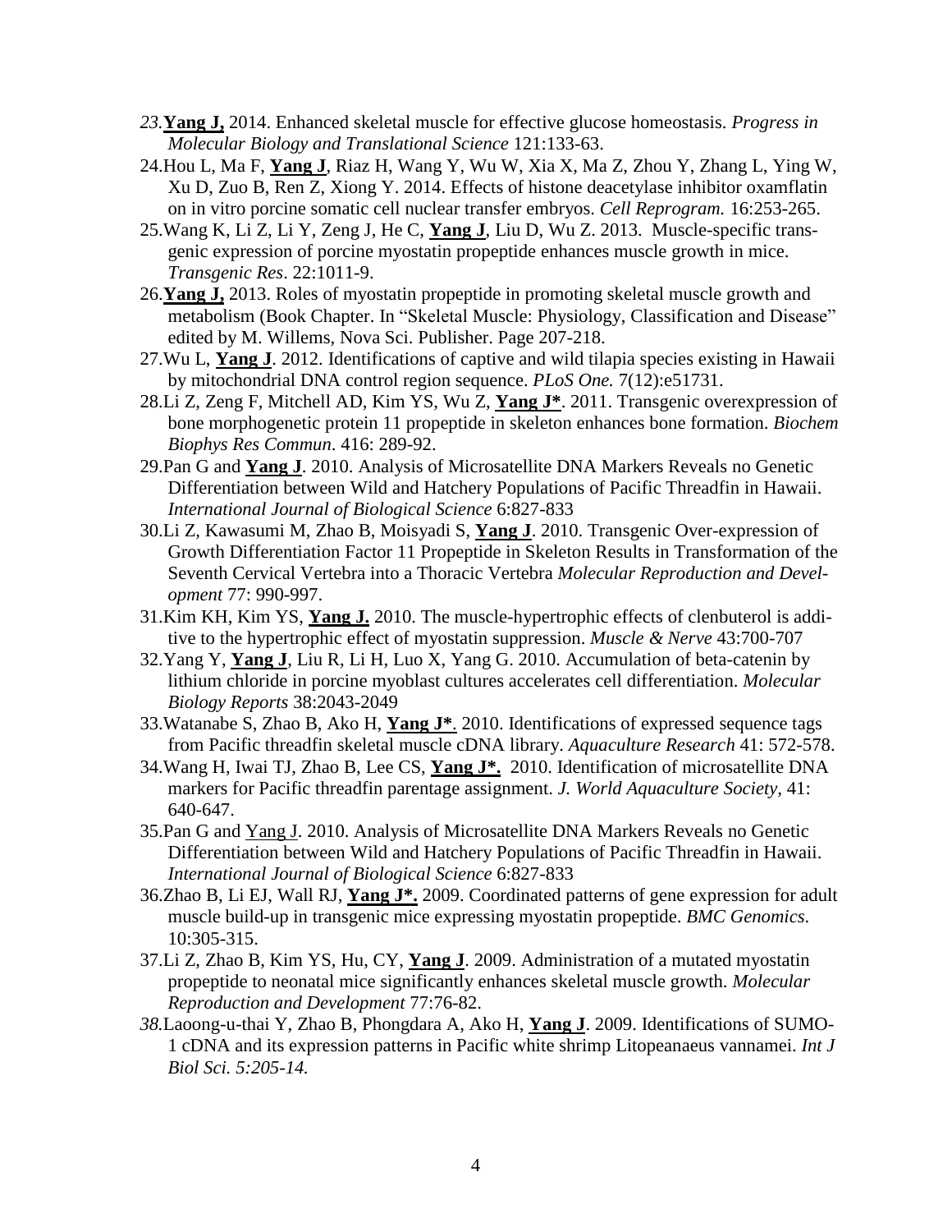23. **Yang J,** 2014. Enhanced skeletal muscle for effective glucose homeostasis. *Progress in Molecular Biology and Translational Science* 121:133-63.
24. Hou L, Ma F, **Yang J**, Riaz H, Wang Y, Wu W, Xia X, Ma Z, Zhou Y, Zhang L, Ying W, Xu D, Zuo B, Ren Z, Xiong Y. 2014. Effects of histone deacetylase inhibitor oxamflatin on in vitro porcine somatic cell nuclear transfer embryos. *Cell Reprogram.* 16:253-265.
25. Wang K, Li Z, Li Y, Zeng J, He C, **Yang J**, Liu D, Wu Z. 2013. Muscle-specific transgenic expression of porcine myostatin propeptide enhances muscle growth in mice. *Transgenic Res*. 22:1011-9.
26. **Yang J,** 2013. Roles of myostatin propeptide in promoting skeletal muscle growth and metabolism (Book Chapter. In "Skeletal Muscle: Physiology, Classification and Disease" edited by M. Willems, Nova Sci. Publisher. Page 207-218.
27. Wu L, **Yang J**. 2012. Identifications of captive and wild tilapia species existing in Hawaii by mitochondrial DNA control region sequence. *PLoS One.* 7(12):e51731.
28. Li Z, Zeng F, Mitchell AD, Kim YS, Wu Z, **Yang J***. 2011. Transgenic overexpression of bone morphogenetic protein 11 propeptide in skeleton enhances bone formation. *Biochem Biophys Res Commun*. 416: 289-92.
29. Pan G and **Yang J**. 2010. Analysis of Microsatellite DNA Markers Reveals no Genetic Differentiation between Wild and Hatchery Populations of Pacific Threadfin in Hawaii. *International Journal of Biological Science* 6:827-833
30. Li Z, Kawasumi M, Zhao B, Moisyadi S, **Yang J**. 2010. Transgenic Over-expression of Growth Differentiation Factor 11 Propeptide in Skeleton Results in Transformation of the Seventh Cervical Vertebra into a Thoracic Vertebra *Molecular Reproduction and Development* 77: 990-997.
31. Kim KH, Kim YS, **Yang J.** 2010. The muscle-hypertrophic effects of clenbuterol is additive to the hypertrophic effect of myostatin suppression. *Muscle & Nerve* 43:700-707
32. Yang Y, **Yang J**, Liu R, Li H, Luo X, Yang G. 2010. Accumulation of beta-catenin by lithium chloride in porcine myoblast cultures accelerates cell differentiation. *Molecular Biology Reports* 38:2043-2049
33. Watanabe S, Zhao B, Ako H, **Yang J***. 2010. Identifications of expressed sequence tags from Pacific threadfin skeletal muscle cDNA library. *Aquaculture Research* 41: 572-578.
34. Wang H, Iwai TJ, Zhao B, Lee CS, **Yang J*.** 2010. Identification of microsatellite DNA markers for Pacific threadfin parentage assignment. *J. World Aquaculture Society*, 41: 640-647.
35. Pan G and Yang J. 2010. Analysis of Microsatellite DNA Markers Reveals no Genetic Differentiation between Wild and Hatchery Populations of Pacific Threadfin in Hawaii. *International Journal of Biological Science* 6:827-833
36. Zhao B, Li EJ, Wall RJ, **Yang J*.** 2009. Coordinated patterns of gene expression for adult muscle build-up in transgenic mice expressing myostatin propeptide. *BMC Genomics*. 10:305-315.
37. Li Z, Zhao B, Kim YS, Hu, CY, **Yang J**. 2009. Administration of a mutated myostatin propeptide to neonatal mice significantly enhances skeletal muscle growth. *Molecular Reproduction and Development* 77:76-82.
38. Laoong-u-thai Y, Zhao B, Phongdara A, Ako H, **Yang J**. 2009. Identifications of SUMO-1 cDNA and its expression patterns in Pacific white shrimp Litopeanaeus vannamei. *Int J Biol Sci. 5:205-14.*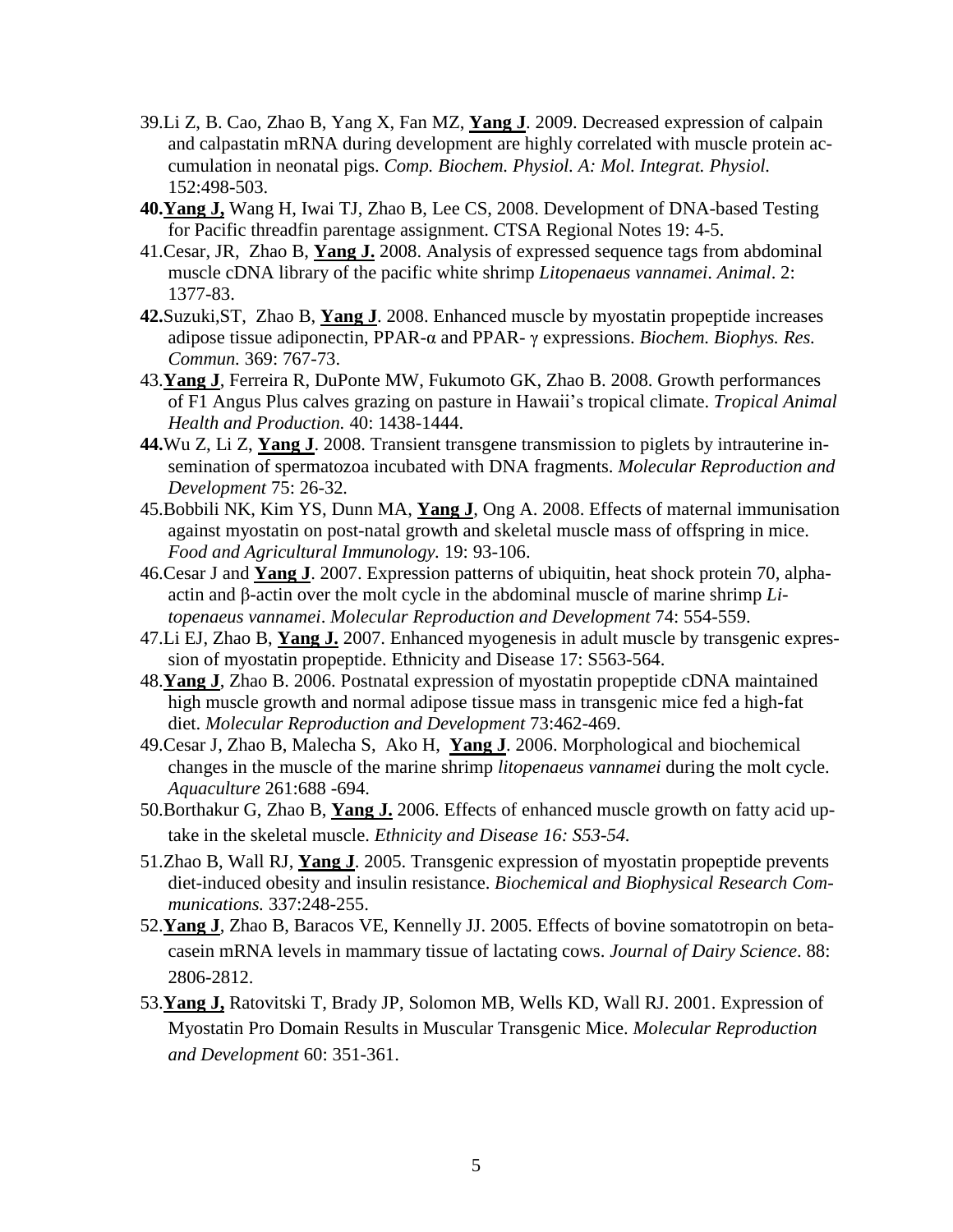39.Li Z, B. Cao, Zhao B, Yang X, Fan MZ, **Yang J**. 2009. Decreased expression of calpain and calpastatin mRNA during development are highly correlated with muscle protein accumulation in neonatal pigs. *Comp. Biochem. Physiol. A: Mol. Integrat. Physiol.* 152:498-503.

**40.Yang J,** Wang H, Iwai TJ, Zhao B, Lee CS, 2008. Development of DNA-based Testing for Pacific threadfin parentage assignment. CTSA Regional Notes 19: 4-5.

41.Cesar, JR, Zhao B, **Yang J.** 2008. Analysis of expressed sequence tags from abdominal muscle cDNA library of the pacific white shrimp *Litopenaeus vannamei*. *Animal*. 2: 1377-83.

**42.**Suzuki,ST, Zhao B, **Yang J**. 2008. Enhanced muscle by myostatin propeptide increases adipose tissue adiponectin, PPAR-α and PPAR- γ expressions. *Biochem. Biophys. Res. Commun.* 369: 767-73.

43.**Yang J**, Ferreira R, DuPonte MW, Fukumoto GK, Zhao B. 2008. Growth performances of F1 Angus Plus calves grazing on pasture in Hawaii's tropical climate. *Tropical Animal Health and Production.* 40: 1438-1444.

**44.**Wu Z, Li Z, **Yang J**. 2008. Transient transgene transmission to piglets by intrauterine insemination of spermatozoa incubated with DNA fragments. *Molecular Reproduction and Development* 75: 26-32.

45.Bobbili NK, Kim YS, Dunn MA, **Yang J**, Ong A. 2008. Effects of maternal immunisation against myostatin on post-natal growth and skeletal muscle mass of offspring in mice. *Food and Agricultural Immunology.* 19: 93-106.

46.Cesar J and **Yang J**. 2007. Expression patterns of ubiquitin, heat shock protein 70, alpha-actin and β-actin over the molt cycle in the abdominal muscle of marine shrimp *Litopenaeus vannamei*. *Molecular Reproduction and Development* 74: 554-559.

47.Li EJ, Zhao B, **Yang J.** 2007. Enhanced myogenesis in adult muscle by transgenic expression of myostatin propeptide. Ethnicity and Disease 17: S563-564.

48.**Yang J**, Zhao B. 2006. Postnatal expression of myostatin propeptide cDNA maintained high muscle growth and normal adipose tissue mass in transgenic mice fed a high-fat diet. *Molecular Reproduction and Development* 73:462-469.

49.Cesar J, Zhao B, Malecha S, Ako H, **Yang J**. 2006. Morphological and biochemical changes in the muscle of the marine shrimp *litopenaeus vannamei* during the molt cycle. *Aquaculture* 261:688 -694.

50.Borthakur G, Zhao B, **Yang J.** 2006. Effects of enhanced muscle growth on fatty acid uptake in the skeletal muscle. *Ethnicity and Disease 16: S53-54.*

51.Zhao B, Wall RJ, **Yang J**. 2005. Transgenic expression of myostatin propeptide prevents diet-induced obesity and insulin resistance. *Biochemical and Biophysical Research Communications.* 337:248-255.

52.**Yang J**, Zhao B, Baracos VE, Kennelly JJ. 2005. Effects of bovine somatotropin on beta-casein mRNA levels in mammary tissue of lactating cows. *Journal of Dairy Science*. 88: 2806-2812.

53.**Yang J,** Ratovitski T, Brady JP, Solomon MB, Wells KD, Wall RJ. 2001. Expression of Myostatin Pro Domain Results in Muscular Transgenic Mice. *Molecular Reproduction and Development* 60: 351-361.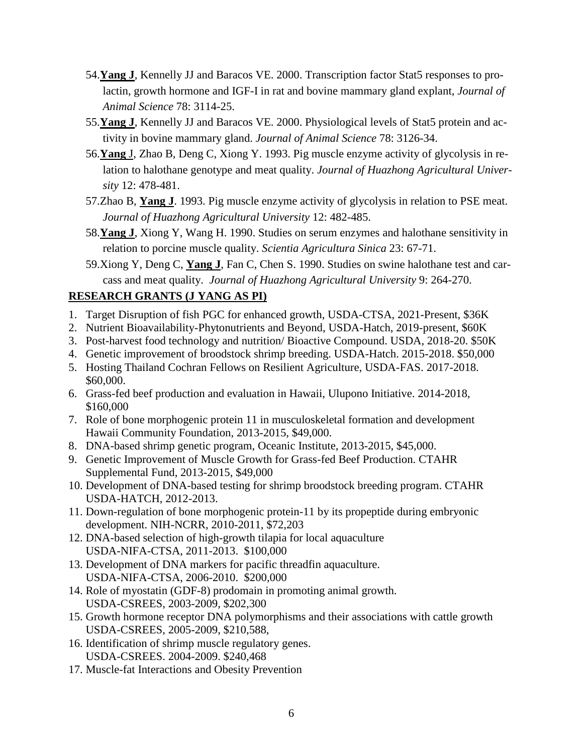54. **Yang J**, Kennelly JJ and Baracos VE. 2000. Transcription factor Stat5 responses to prolactin, growth hormone and IGF-I in rat and bovine mammary gland explant, *Journal of Animal Science* 78: 3114-25.
55. **Yang J**, Kennelly JJ and Baracos VE. 2000. Physiological levels of Stat5 protein and activity in bovine mammary gland. *Journal of Animal Science* 78: 3126-34.
56. **Yang** J, Zhao B, Deng C, Xiong Y. 1993. Pig muscle enzyme activity of glycolysis in relation to halothane genotype and meat quality. *Journal of Huazhong Agricultural University* 12: 478-481.
57. Zhao B, **Yang J**. 1993. Pig muscle enzyme activity of glycolysis in relation to PSE meat. *Journal of Huazhong Agricultural University* 12: 482-485.
58. **Yang J**, Xiong Y, Wang H. 1990. Studies on serum enzymes and halothane sensitivity in relation to porcine muscle quality. *Scientia Agricultura Sinica* 23: 67-71.
59. Xiong Y, Deng C, **Yang J**, Fan C, Chen S. 1990. Studies on swine halothane test and carcass and meat quality. *Journal of Huazhong Agricultural University* 9: 264-270.

## RESEARCH GRANTS (J YANG AS PI)

1. Target Disruption of fish PGC for enhanced growth, USDA-CTSA, 2021-Present, $36K
2. Nutrient Bioavailability-Phytonutrients and Beyond, USDA-Hatch, 2019-present, $60K
3. Post-harvest food technology and nutrition/ Bioactive Compound. USDA, 2018-20. $50K
4. Genetic improvement of broodstock shrimp breeding. USDA-Hatch. 2015-2018. $50,000
5. Hosting Thailand Cochran Fellows on Resilient Agriculture, USDA-FAS. 2017-2018. $60,000.
6. Grass-fed beef production and evaluation in Hawaii, Ulupono Initiative. 2014-2018, $160,000
7. Role of bone morphogenic protein 11 in musculoskeletal formation and development Hawaii Community Foundation, 2013-2015, $49,000.
8. DNA-based shrimp genetic program, Oceanic Institute, 2013-2015, $45,000.
9. Genetic Improvement of Muscle Growth for Grass-fed Beef Production. CTAHR Supplemental Fund, 2013-2015, $49,000
10. Development of DNA-based testing for shrimp broodstock breeding program. CTAHR USDA-HATCH, 2012-2013.
11. Down-regulation of bone morphogenic protein-11 by its propeptide during embryonic development. NIH-NCRR, 2010-2011, $72,203
12. DNA-based selection of high-growth tilapia for local aquaculture USDA-NIFA-CTSA, 2011-2013. $100,000
13. Development of DNA markers for pacific threadfin aquaculture. USDA-NIFA-CTSA, 2006-2010. $200,000
14. Role of myostatin (GDF-8) prodomain in promoting animal growth. USDA-CSREES, 2003-2009, $202,300
15. Growth hormone receptor DNA polymorphisms and their associations with cattle growth USDA-CSREES, 2005-2009, $210,588,
16. Identification of shrimp muscle regulatory genes. USDA-CSREES. 2004-2009. $240,468
17. Muscle-fat Interactions and Obesity Prevention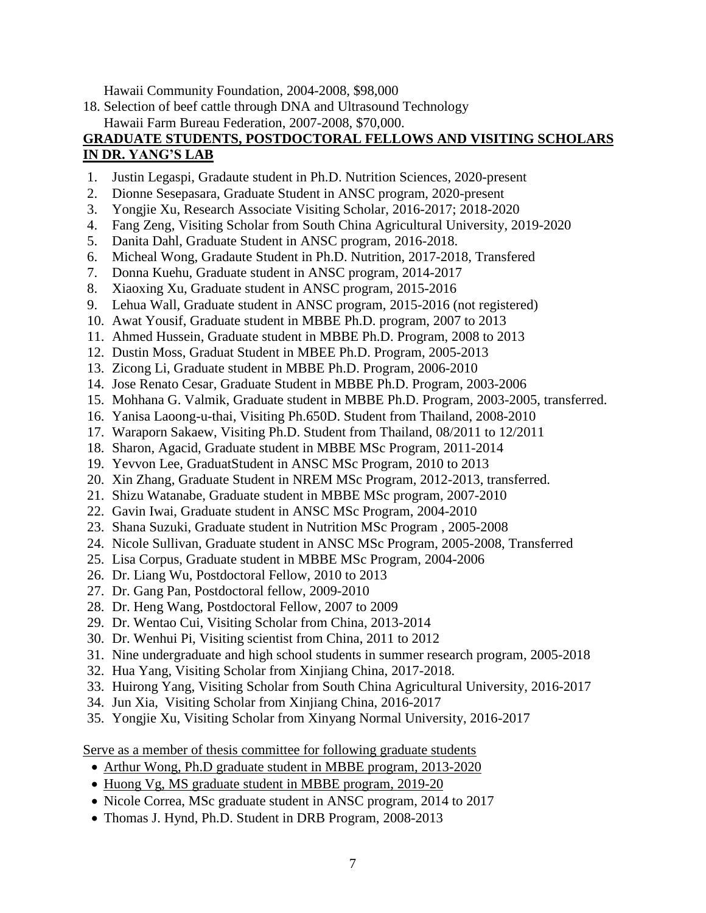Hawaii Community Foundation, 2004-2008, $98,000

18. Selection of beef cattle through DNA and Ultrasound Technology
    Hawaii Farm Bureau Federation, 2007-2008, $70,000.

**GRADUATE STUDENTS, POSTDOCTORAL FELLOWS AND VISITING SCHOLARS IN DR. YANG'S LAB**

1. Justin Legaspi, Gradaute student in Ph.D. Nutrition Sciences, 2020-present
2. Dionne Sesepasara, Graduate Student in ANSC program, 2020-present
3. Yongjie Xu, Research Associate Visiting Scholar, 2016-2017; 2018-2020
4. Fang Zeng, Visiting Scholar from South China Agricultural University, 2019-2020
5. Danita Dahl, Graduate Student in ANSC program, 2016-2018.
6. Micheal Wong, Gradaute Student in Ph.D. Nutrition, 2017-2018, Transfered
7. Donna Kuehu, Graduate student in ANSC program, 2014-2017
8. Xiaoxing Xu, Graduate student in ANSC program, 2015-2016
9. Lehua Wall, Graduate student in ANSC program, 2015-2016 (not registered)
10. Awat Yousif, Graduate student in MBBE Ph.D. program, 2007 to 2013
11. Ahmed Hussein, Graduate student in MBBE Ph.D. Program, 2008 to 2013
12. Dustin Moss, Graduat Student in MBEE Ph.D. Program, 2005-2013
13. Zicong Li, Graduate student in MBBE Ph.D. Program, 2006-2010
14. Jose Renato Cesar, Graduate Student in MBBE Ph.D. Program, 2003-2006
15. Mohhana G. Valmik, Graduate student in MBBE Ph.D. Program, 2003-2005, transferred.
16. Yanisa Laoong-u-thai, Visiting Ph.650D. Student from Thailand, 2008-2010
17. Waraporn Sakaew, Visiting Ph.D. Student from Thailand, 08/2011 to 12/2011
18. Sharon, Agacid, Graduate student in MBBE MSc Program, 2011-2014
19. Yevvon Lee, GraduatStudent in ANSC MSc Program, 2010 to 2013
20. Xin Zhang, Graduate Student in NREM MSc Program, 2012-2013, transferred.
21. Shizu Watanabe, Graduate student in MBBE MSc program, 2007-2010
22. Gavin Iwai, Graduate student in ANSC MSc Program, 2004-2010
23. Shana Suzuki, Graduate student in Nutrition MSc Program , 2005-2008
24. Nicole Sullivan, Graduate student in ANSC MSc Program, 2005-2008, Transferred
25. Lisa Corpus, Graduate student in MBBE MSc Program, 2004-2006
26. Dr. Liang Wu, Postdoctoral Fellow, 2010 to 2013
27. Dr. Gang Pan, Postdoctoral fellow, 2009-2010
28. Dr. Heng Wang, Postdoctoral Fellow, 2007 to 2009
29. Dr. Wentao Cui, Visiting Scholar from China, 2013-2014
30. Dr. Wenhui Pi, Visiting scientist from China, 2011 to 2012
31. Nine undergraduate and high school students in summer research program, 2005-2018
32. Hua Yang, Visiting Scholar from Xinjiang China, 2017-2018.
33. Huirong Yang, Visiting Scholar from South China Agricultural University, 2016-2017
34. Jun Xia, Visiting Scholar from Xinjiang China, 2016-2017
35. Yongjie Xu, Visiting Scholar from Xinyang Normal University, 2016-2017

Serve as a member of thesis committee for following graduate students

- Arthur Wong, Ph.D graduate student in MBBE program, 2013-2020
- Huong Vg, MS graduate student in MBBE program, 2019-20
- Nicole Correa, MSc graduate student in ANSC program, 2014 to 2017
- Thomas J. Hynd, Ph.D. Student in DRB Program, 2008-2013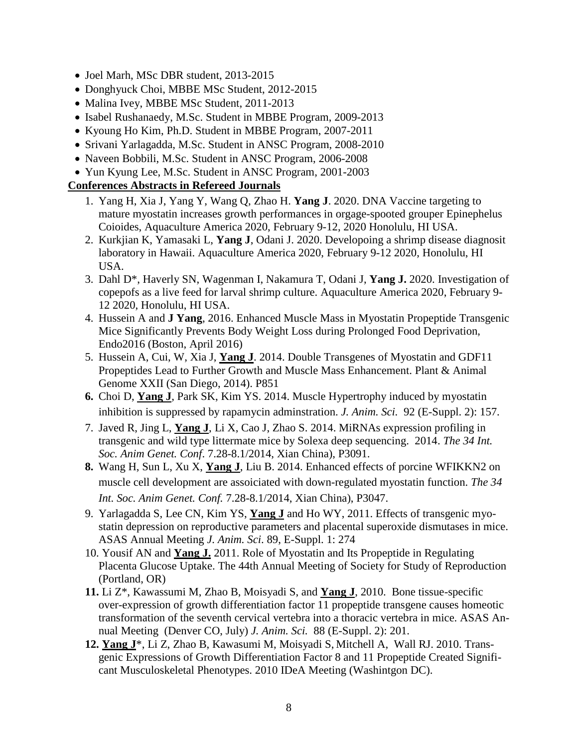- Joel Marh, MSc DBR student, 2013-2015
- Donghyuck Choi, MBBE MSc Student, 2012-2015
- Malina Ivey, MBBE MSc Student, 2011-2013
- Isabel Rushanaedy, M.Sc. Student in MBBE Program, 2009-2013
- Kyoung Ho Kim, Ph.D. Student in MBBE Program, 2007-2011
- Srivani Yarlagadda, M.Sc. Student in ANSC Program, 2008-2010
- Naveen Bobbili, M.Sc. Student in ANSC Program, 2006-2008
- Yun Kyung Lee, M.Sc. Student in ANSC Program, 2001-2003

**Conferences Abstracts in Refereed Journals**

1. Yang H, Xia J, Yang Y, Wang Q, Zhao H. **Yang J**. 2020. DNA Vaccine targeting to mature myostatin increases growth performances in orgage-spooted grouper Epinephelus Coioides, Aquaculture America 2020, February 9-12, 2020 Honolulu, HI USA.
2. Kurkjian K, Yamasaki L, **Yang J**, Odani J. 2020. Developoing a shrimp disease diagnosit laboratory in Hawaii. Aquaculture America 2020, February 9-12 2020, Honolulu, HI USA.
3. Dahl D*, Haverly SN, Wagenman I, Nakamura T, Odani J, **Yang J.** 2020. Investigation of copepofs as a live feed for larval shrimp culture. Aquaculture America 2020, February 9-12 2020, Honolulu, HI USA.
4. Hussein A and **J Yang**, 2016. Enhanced Muscle Mass in Myostatin Propeptide Transgenic Mice Significantly Prevents Body Weight Loss during Prolonged Food Deprivation, Endo2016 (Boston, April 2016)
5. Hussein A, Cui, W, Xia J, **Yang J**. 2014. Double Transgenes of Myostatin and GDF11 Propeptides Lead to Further Growth and Muscle Mass Enhancement. Plant & Animal Genome XXII (San Diego, 2014). P851
6. Choi D, **Yang J**, Park SK, Kim YS. 2014. Muscle Hypertrophy induced by myostatin inhibition is suppressed by rapamycin adminstration. *J. Anim. Sci.* 92 (E-Suppl. 2): 157.
7. Javed R, Jing L, **Yang J**, Li X, Cao J, Zhao S. 2014. MiRNAs expression profiling in transgenic and wild type littermate mice by Solexa deep sequencing. 2014. *The 34 Int. Soc. Anim Genet. Conf*. 7.28-8.1/2014, Xian China), P3091.
8. Wang H, Sun L, Xu X, **Yang J**, Liu B. 2014. Enhanced effects of porcine WFIKKN2 on muscle cell development are assoiciated with down-regulated myostatin function. *The 34 Int. Soc. Anim Genet. Conf.* 7.28-8.1/2014, Xian China), P3047.
9. Yarlagadda S, Lee CN, Kim YS, **Yang J** and Ho WY, 2011. Effects of transgenic myostatin depression on reproductive parameters and placental superoxide dismutases in mice. ASAS Annual Meeting *J. Anim. Sci*. 89, E-Suppl. 1: 274
10. Yousif AN and **Yang J.** 2011. Role of Myostatin and Its Propeptide in Regulating Placenta Glucose Uptake. The 44th Annual Meeting of Society for Study of Reproduction (Portland, OR)
11. Li Z*, Kawassumi M, Zhao B, Moisyadi S, and **Yang J**, 2010. Bone tissue-specific over-expression of growth differentiation factor 11 propeptide transgene causes homeotic transformation of the seventh cervical vertebra into a thoracic vertebra in mice. ASAS Annual Meeting (Denver CO, July) *J. Anim. Sci.* 88 (E-Suppl. 2): 201.
12. **Yang J***, Li Z, Zhao B, Kawasumi M, Moisyadi S, Mitchell A, Wall RJ. 2010. Transgenic Expressions of Growth Differentiation Factor 8 and 11 Propeptide Created Significant Musculoskeletal Phenotypes. 2010 IDeA Meeting (Washintgon DC).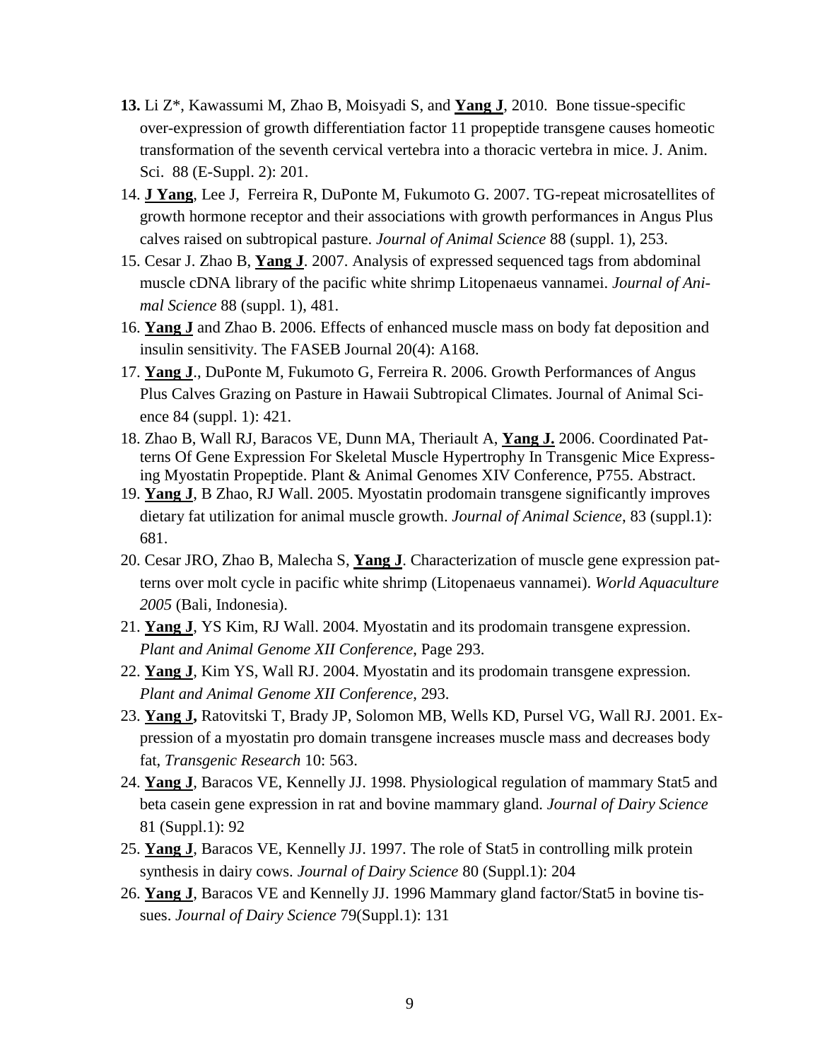**13.** Li Z*, Kawassumi M, Zhao B, Moisyadi S, and **Yang J**, 2010. Bone tissue-specific over-expression of growth differentiation factor 11 propeptide transgene causes homeotic transformation of the seventh cervical vertebra into a thoracic vertebra in mice. J. Anim. Sci. 88 (E-Suppl. 2): 201.

14. **J Yang**, Lee J, Ferreira R, DuPonte M, Fukumoto G. 2007. TG-repeat microsatellites of growth hormone receptor and their associations with growth performances in Angus Plus calves raised on subtropical pasture. *Journal of Animal Science* 88 (suppl. 1), 253.

15. Cesar J. Zhao B, **Yang J**. 2007. Analysis of expressed sequenced tags from abdominal muscle cDNA library of the pacific white shrimp Litopenaeus vannamei. *Journal of Animal Science* 88 (suppl. 1), 481.

16. **Yang J** and Zhao B. 2006. Effects of enhanced muscle mass on body fat deposition and insulin sensitivity. The FASEB Journal 20(4): A168.

17. **Yang J**., DuPonte M, Fukumoto G, Ferreira R. 2006. Growth Performances of Angus Plus Calves Grazing on Pasture in Hawaii Subtropical Climates. Journal of Animal Science 84 (suppl. 1): 421.

18. Zhao B, Wall RJ, Baracos VE, Dunn MA, Theriault A, **Yang J.** 2006. Coordinated Patterns Of Gene Expression For Skeletal Muscle Hypertrophy In Transgenic Mice Expressing Myostatin Propeptide. Plant & Animal Genomes XIV Conference, P755. Abstract.

19. **Yang J**, B Zhao, RJ Wall. 2005. Myostatin prodomain transgene significantly improves dietary fat utilization for animal muscle growth. *Journal of Animal Science*, 83 (suppl.1): 681.

20. Cesar JRO, Zhao B, Malecha S, **Yang J**. Characterization of muscle gene expression patterns over molt cycle in pacific white shrimp (Litopenaeus vannamei). *World Aquaculture 2005* (Bali, Indonesia).

21. **Yang J**, YS Kim, RJ Wall. 2004. Myostatin and its prodomain transgene expression. *Plant and Animal Genome XII Conference*, Page 293.

22. **Yang J**, Kim YS, Wall RJ. 2004. Myostatin and its prodomain transgene expression. *Plant and Animal Genome XII Conference*, 293.

23. **Yang J,** Ratovitski T, Brady JP, Solomon MB, Wells KD, Pursel VG, Wall RJ. 2001. Expression of a myostatin pro domain transgene increases muscle mass and decreases body fat, *Transgenic Research* 10: 563.

24. **Yang J**, Baracos VE, Kennelly JJ. 1998. Physiological regulation of mammary Stat5 and beta casein gene expression in rat and bovine mammary gland. *Journal of Dairy Science* 81 (Suppl.1): 92

25. **Yang J**, Baracos VE, Kennelly JJ. 1997. The role of Stat5 in controlling milk protein synthesis in dairy cows. *Journal of Dairy Science* 80 (Suppl.1): 204

26. **Yang J**, Baracos VE and Kennelly JJ. 1996 Mammary gland factor/Stat5 in bovine tissues. *Journal of Dairy Science* 79(Suppl.1): 131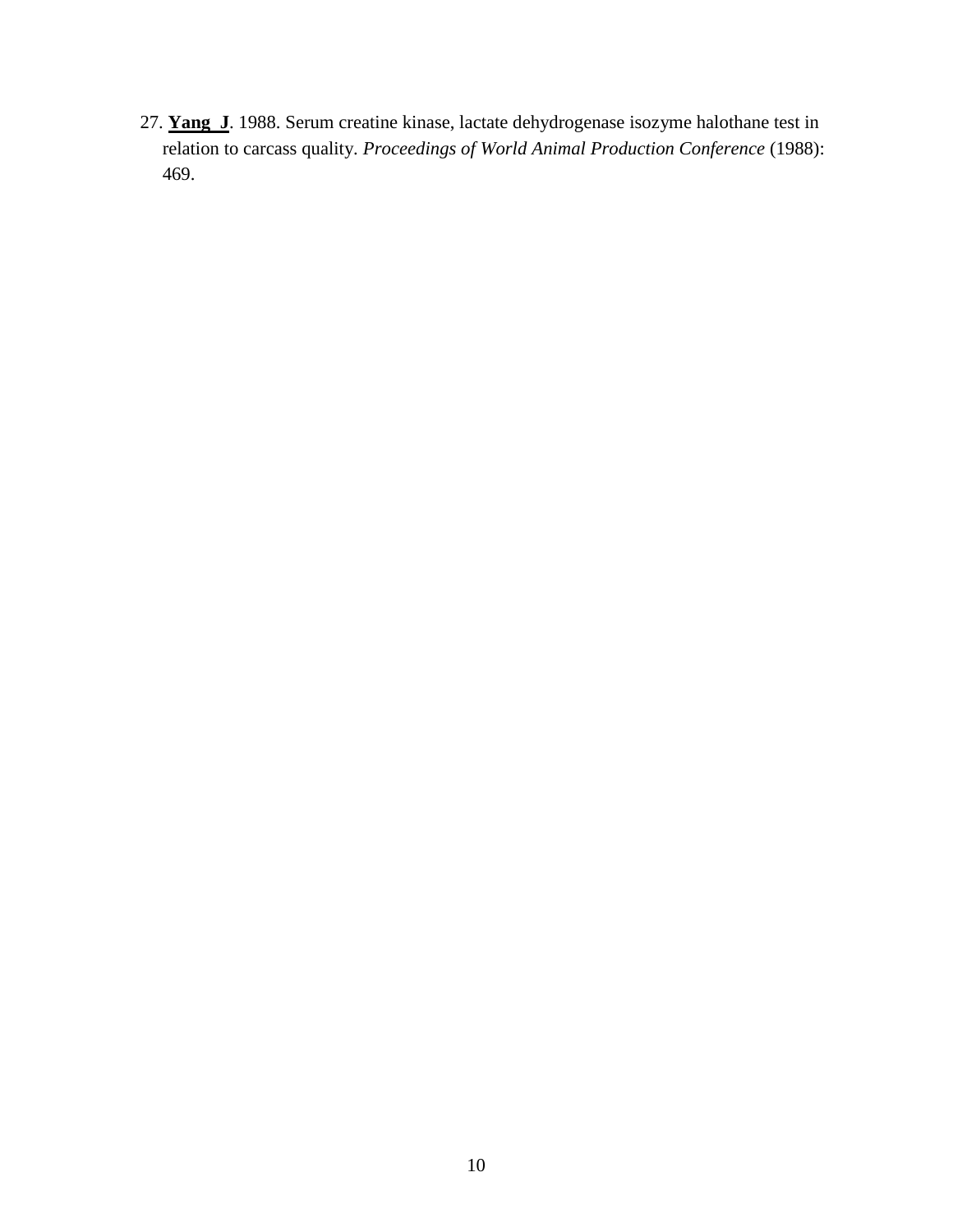27. **Yang J**. 1988. Serum creatine kinase, lactate dehydrogenase isozyme halothane test in relation to carcass quality. *Proceedings of World Animal Production Conference* (1988): 469.